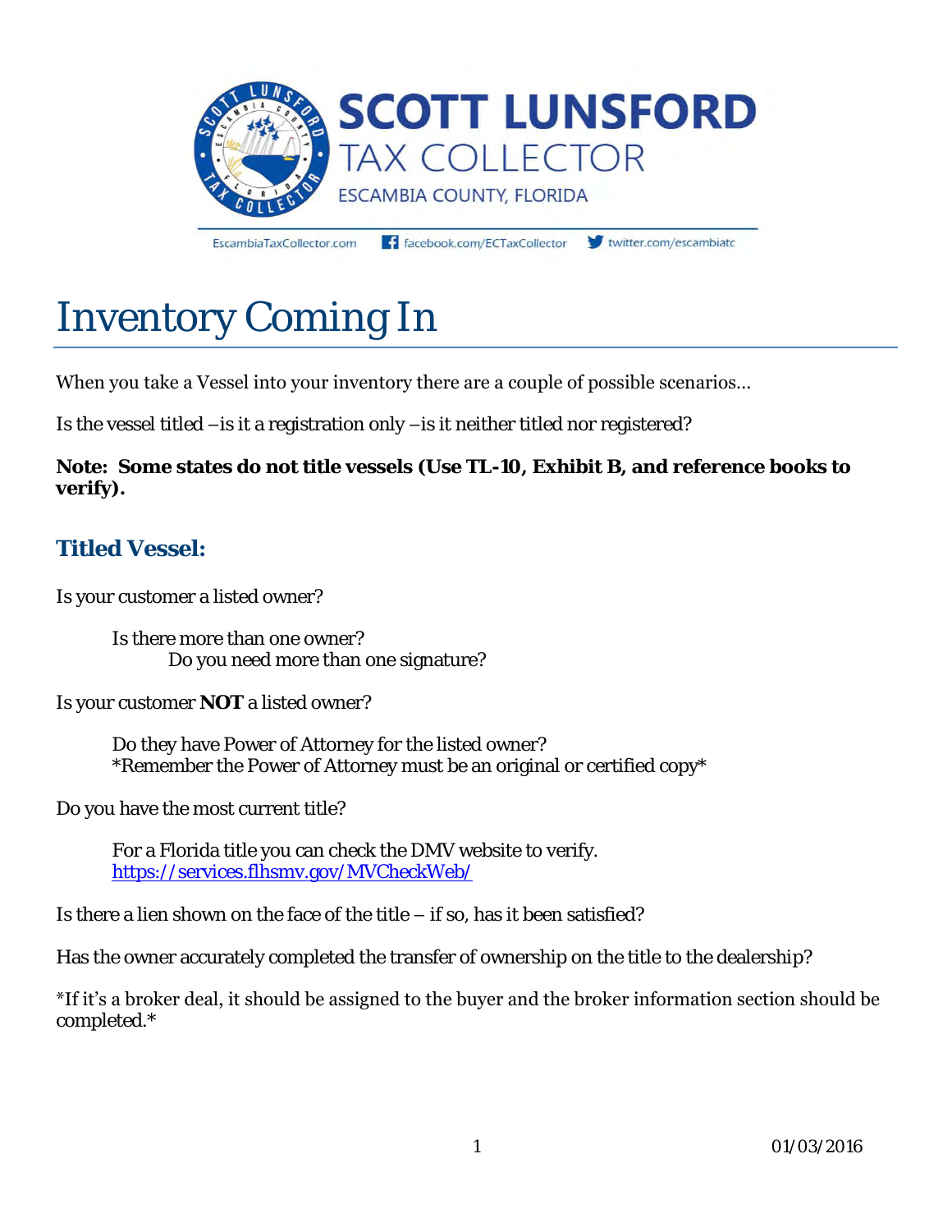**SCOTT LUNSFORD**
TAX COLLECTOR
ESCAMBIA COUNTY, FLORIDA

EscambiaTaxCollector.com | facebook.com/ECTaxCollector | twitter.com/escambiatc

# Inventory Coming In

When you take a Vessel into your inventory there are a couple of possible scenarios…

Is the vessel titled –is it a registration only –is it neither titled nor registered?

**Note: Some states do not title vessels (Use TL-10, Exhibit B, and reference books to verify).**

## Titled Vessel:

Is your customer a listed owner?

> Is there more than one owner?
>
> > Do you need more than one signature?

Is your customer **NOT** a listed owner?

> Do they have Power of Attorney for the listed owner?
> *Remember the Power of Attorney must be an original or certified copy*

Do you have the most current title?

> For a Florida title you can check the DMV website to verify.
> https://services.flhsmv.gov/MVCheckWeb/

Is there a lien shown on the face of the title – if so, has it been satisfied?

Has the owner accurately completed the transfer of ownership on the title to the dealership?

*If it's a broker deal, it should be assigned to the buyer and the broker information section should be completed.*

01/03/2016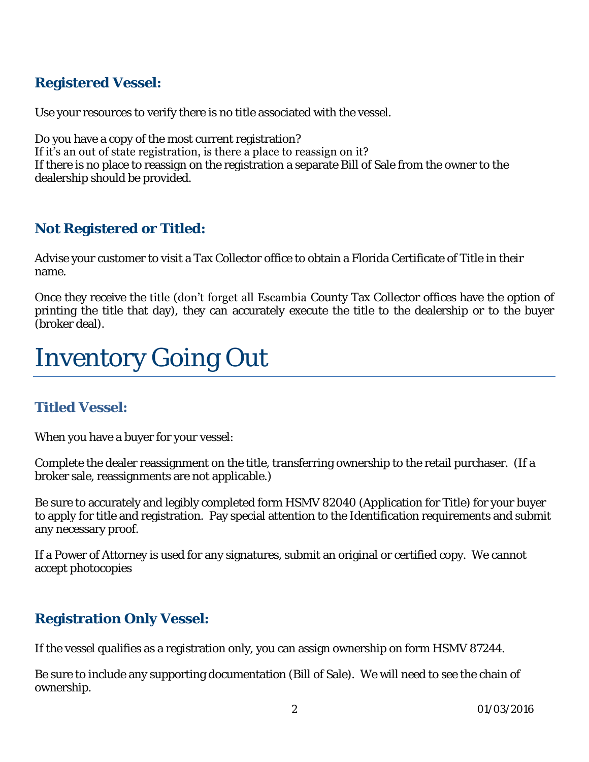### Registered Vessel:

Use your resources to verify there is no title associated with the vessel.

Do you have a copy of the most current registration?
If it's an out of state registration, is there a place to reassign on it?
If there is no place to reassign on the registration a separate Bill of Sale from the owner to the dealership should be provided.

### Not Registered or Titled:

Advise your customer to visit a Tax Collector office to obtain a Florida Certificate of Title in their name.

Once they receive the title (don't forget all Escambia County Tax Collector offices have the option of printing the title that day), they can accurately execute the title to the dealership or to the buyer (broker deal).

# Inventory Going Out

### Titled Vessel:

When you have a buyer for your vessel:

Complete the dealer reassignment on the title, transferring ownership to the retail purchaser. (If a broker sale, reassignments are not applicable.)

Be sure to accurately and legibly completed form HSMV 82040 (Application for Title) for your buyer to apply for title and registration. Pay special attention to the Identification requirements and submit any necessary proof.

If a Power of Attorney is used for any signatures, submit an original or certified copy. We cannot accept photocopies

### Registration Only Vessel:

If the vessel qualifies as a registration only, you can assign ownership on form HSMV 87244.

Be sure to include any supporting documentation (Bill of Sale). We will need to see the chain of ownership.